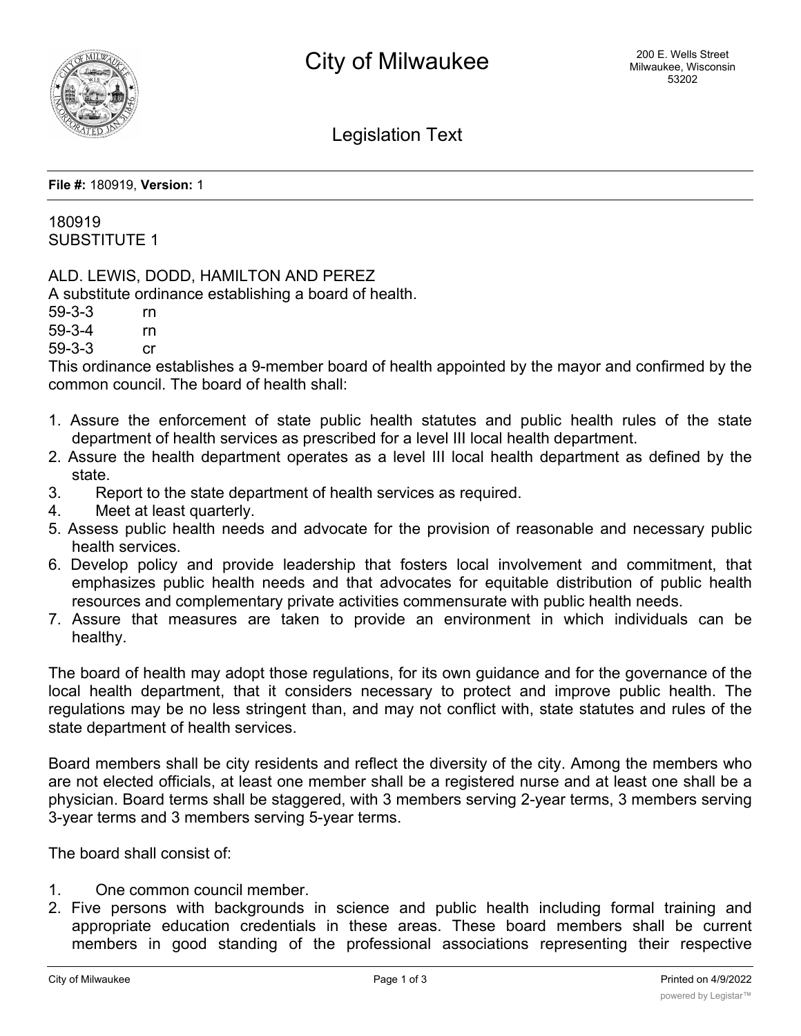# City of Milwaukee

200 E. Wells Street
Milwaukee, Wisconsin
53202

## Legislation Text

**File #:** 180919, **Version:** 1

180919
SUBSTITUTE 1

ALD. LEWIS, DODD, HAMILTON AND PEREZ
A substitute ordinance establishing a board of health.
59-3-3 rn
59-3-4 rn
59-3-3 cr
This ordinance establishes a 9-member board of health appointed by the mayor and confirmed by the common council. The board of health shall:

1. Assure the enforcement of state public health statutes and public health rules of the state department of health services as prescribed for a level III local health department.
2. Assure the health department operates as a level III local health department as defined by the state.
3. Report to the state department of health services as required.
4. Meet at least quarterly.
5. Assess public health needs and advocate for the provision of reasonable and necessary public health services.
6. Develop policy and provide leadership that fosters local involvement and commitment, that emphasizes public health needs and that advocates for equitable distribution of public health resources and complementary private activities commensurate with public health needs.
7. Assure that measures are taken to provide an environment in which individuals can be healthy.

The board of health may adopt those regulations, for its own guidance and for the governance of the local health department, that it considers necessary to protect and improve public health. The regulations may be no less stringent than, and may not conflict with, state statutes and rules of the state department of health services.

Board members shall be city residents and reflect the diversity of the city. Among the members who are not elected officials, at least one member shall be a registered nurse and at least one shall be a physician. Board terms shall be staggered, with 3 members serving 2-year terms, 3 members serving 3-year terms and 3 members serving 5-year terms.

The board shall consist of:

1. One common council member.
2. Five persons with backgrounds in science and public health including formal training and appropriate education credentials in these areas. These board members shall be current members in good standing of the professional associations representing their respective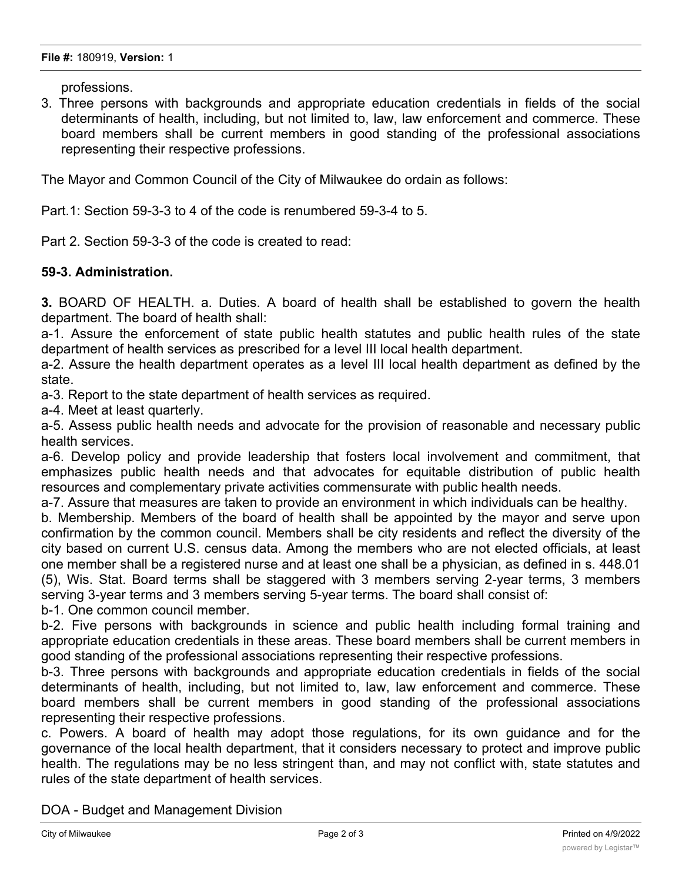professions.

3. Three persons with backgrounds and appropriate education credentials in fields of the social determinants of health, including, but not limited to, law, law enforcement and commerce. These board members shall be current members in good standing of the professional associations representing their respective professions.

The Mayor and Common Council of the City of Milwaukee do ordain as follows:

Part.1: Section 59-3-3 to 4 of the code is renumbered 59-3-4 to 5.

Part 2. Section 59-3-3 of the code is created to read:

**59-3. Administration.**

**3.** BOARD OF HEALTH. a. Duties. A board of health shall be established to govern the health department. The board of health shall:

a-1. Assure the enforcement of state public health statutes and public health rules of the state department of health services as prescribed for a level III local health department.

a-2. Assure the health department operates as a level III local health department as defined by the state.

a-3. Report to the state department of health services as required.

a-4. Meet at least quarterly.

a-5. Assess public health needs and advocate for the provision of reasonable and necessary public health services.

a-6. Develop policy and provide leadership that fosters local involvement and commitment, that emphasizes public health needs and that advocates for equitable distribution of public health resources and complementary private activities commensurate with public health needs.

a-7. Assure that measures are taken to provide an environment in which individuals can be healthy.

b. Membership. Members of the board of health shall be appointed by the mayor and serve upon confirmation by the common council. Members shall be city residents and reflect the diversity of the city based on current U.S. census data. Among the members who are not elected officials, at least one member shall be a registered nurse and at least one shall be a physician, as defined in s. 448.01 (5), Wis. Stat. Board terms shall be staggered with 3 members serving 2-year terms, 3 members serving 3-year terms and 3 members serving 5-year terms. The board shall consist of:

b-1. One common council member.

b-2. Five persons with backgrounds in science and public health including formal training and appropriate education credentials in these areas. These board members shall be current members in good standing of the professional associations representing their respective professions.

b-3. Three persons with backgrounds and appropriate education credentials in fields of the social determinants of health, including, but not limited to, law, law enforcement and commerce. These board members shall be current members in good standing of the professional associations representing their respective professions.

c. Powers. A board of health may adopt those regulations, for its own guidance and for the governance of the local health department, that it considers necessary to protect and improve public health. The regulations may be no less stringent than, and may not conflict with, state statutes and rules of the state department of health services.

DOA - Budget and Management Division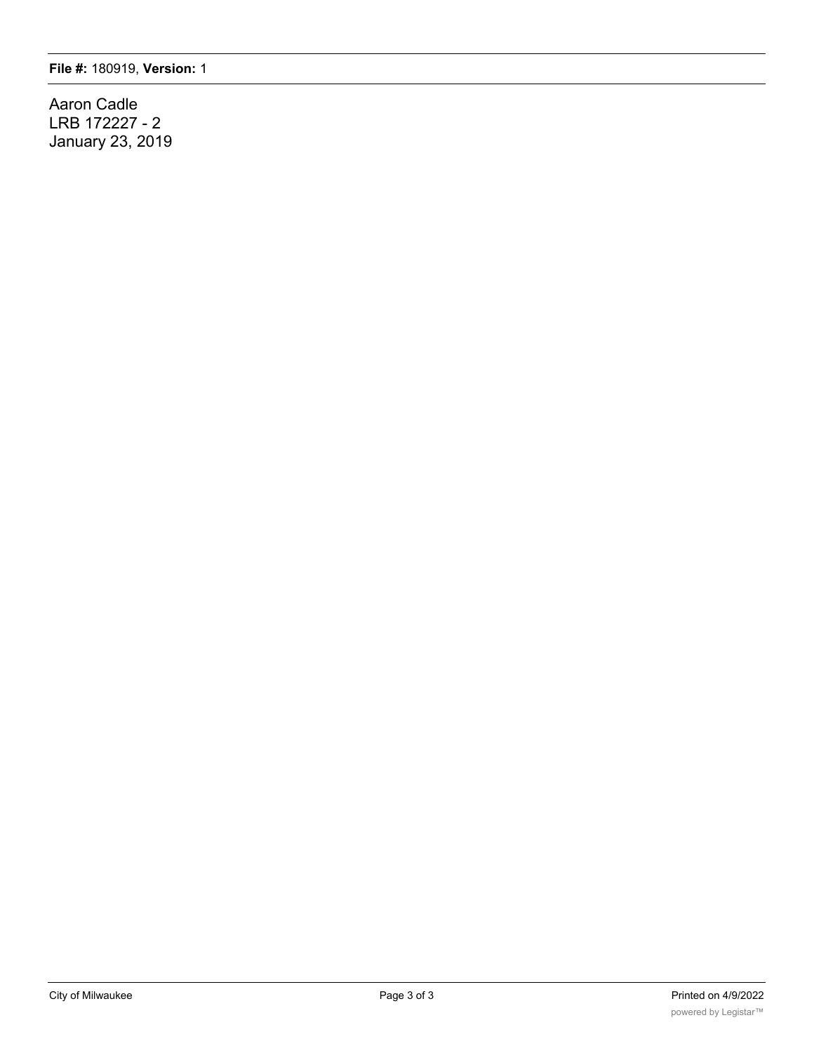Aaron Cadle
LRB 172227 - 2
January 23, 2019